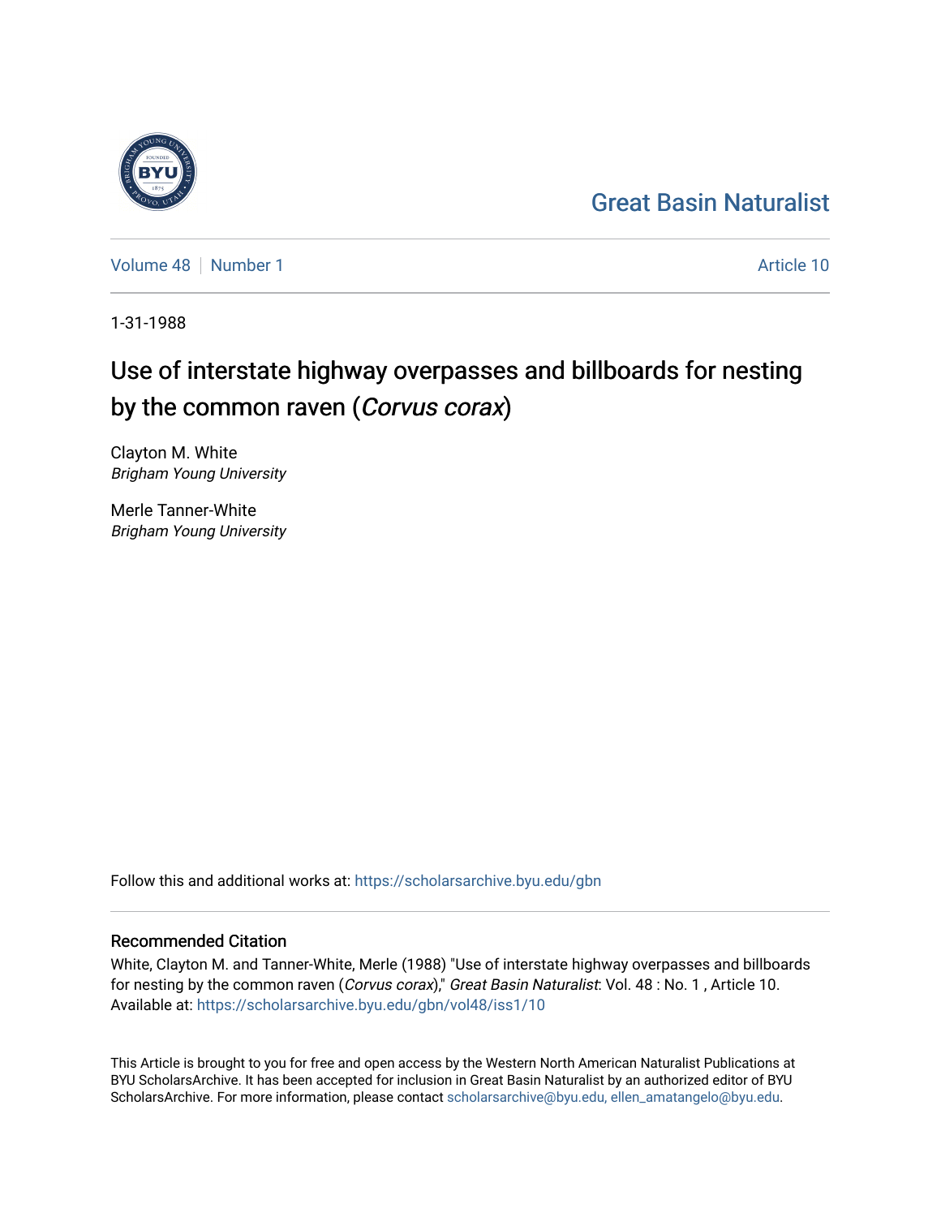Great Basin Naturalist

Volume 48 | Number 1

Article 10

1-31-1988

# Use of interstate highway overpasses and billboards for nesting by the common raven (*Corvus corax*)

Clayton M. White
*Brigham Young University*

Merle Tanner-White
*Brigham Young University*

Follow this and additional works at: https://scholarsarchive.byu.edu/gbn

## Recommended Citation

White, Clayton M. and Tanner-White, Merle (1988) "Use of interstate highway overpasses and billboards for nesting by the common raven (*Corvus corax*)," *Great Basin Naturalist*: Vol. 48 : No. 1 , Article 10.
Available at: https://scholarsarchive.byu.edu/gbn/vol48/iss1/10

This Article is brought to you for free and open access by the Western North American Naturalist Publications at BYU ScholarsArchive. It has been accepted for inclusion in Great Basin Naturalist by an authorized editor of BYU ScholarsArchive. For more information, please contact scholarsarchive@byu.edu, ellen_amatangelo@byu.edu.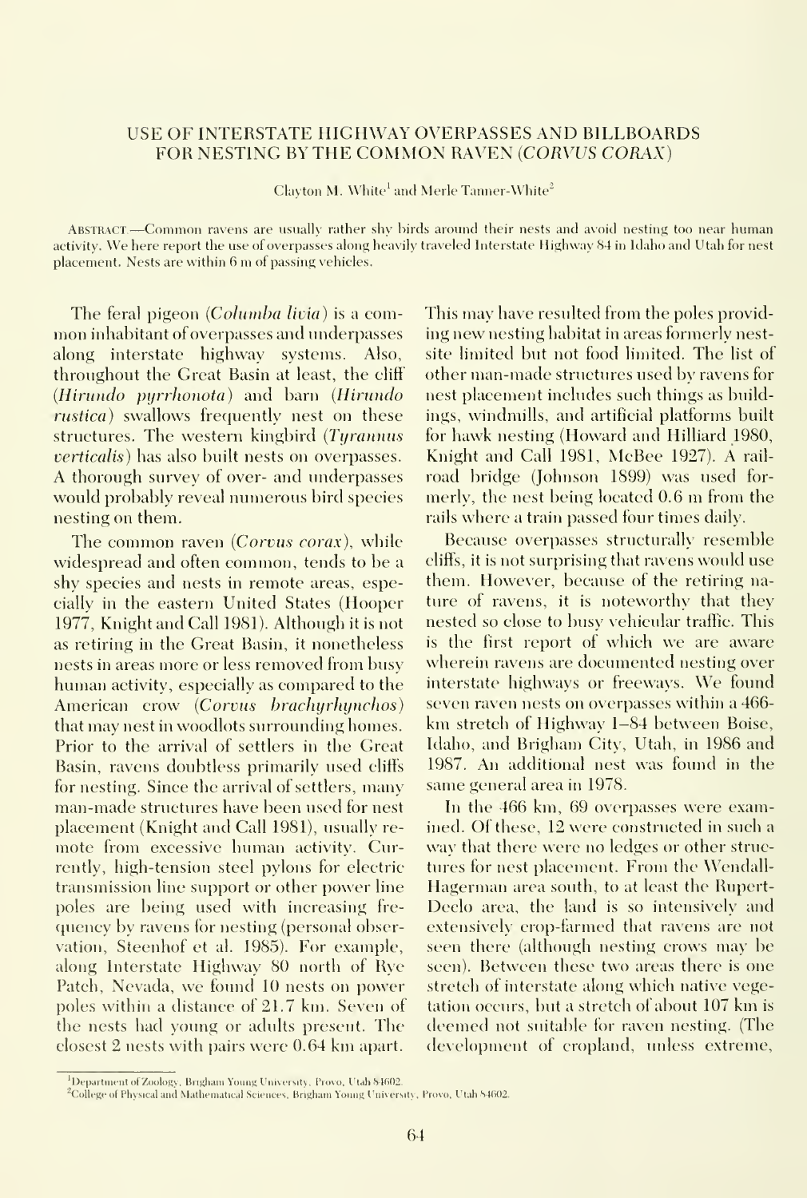# USE OF INTERSTATE HIGHWAY OVERPASSES AND BILLBOARDS FOR NESTING BY THE COMMON RAVEN (*CORVUS CORAX*)

Clayton M. White[1] and Merle Tanner-White[2]

ABSTRACT.—Common ravens are usually rather shy birds around their nests and avoid nesting too near human activity. We here report the use of overpasses along heavily traveled Interstate Highway 84 in Idaho and Utah for nest placement. Nests are within 6 m of passing vehicles.

The feral pigeon (*Columba livia*) is a common inhabitant of overpasses and underpasses along interstate highway systems. Also, throughout the Great Basin at least, the cliff (*Hirundo pyrrhonota*) and barn (*Hirundo rustica*) swallows frequently nest on these structures. The western kingbird (*Tyrannus verticalis*) has also built nests on overpasses. A thorough survey of over- and underpasses would probably reveal numerous bird species nesting on them.

The common raven (*Corvus corax*), while widespread and often common, tends to be a shy species and nests in remote areas, especially in the eastern United States (Hooper 1977, Knight and Call 1981). Although it is not as retiring in the Great Basin, it nonetheless nests in areas more or less removed from busy human activity, especially as compared to the American crow (*Corvus brachyrhynchos*) that may nest in woodlots surrounding homes. Prior to the arrival of settlers in the Great Basin, ravens doubtless primarily used cliffs for nesting. Since the arrival of settlers, many man-made structures have been used for nest placement (Knight and Call 1981), usually remote from excessive human activity. Currently, high-tension steel pylons for electric transmission line support or other power line poles are being used with increasing frequency by ravens for nesting (personal observation, Steenhof et al. 1985). For example, along Interstate Highway 80 north of Rye Patch, Nevada, we found 10 nests on power poles within a distance of 21.7 km. Seven of the nests had young or adults present. The closest 2 nests with pairs were 0.64 km apart. This may have resulted from the poles providing new nesting habitat in areas formerly nest-site limited but not food limited. The list of other man-made structures used by ravens for nest placement includes such things as buildings, windmills, and artificial platforms built for hawk nesting (Howard and Hilliard 1980, Knight and Call 1981, McBee 1927). A railroad bridge (Johnson 1899) was used formerly, the nest being located 0.6 m from the rails where a train passed four times daily.

Because overpasses structurally resemble cliffs, it is not surprising that ravens would use them. However, because of the retiring nature of ravens, it is noteworthy that they nested so close to busy vehicular traffic. This is the first report of which we are aware wherein ravens are documented nesting over interstate highways or freeways. We found seven raven nests on overpasses within a 466-km stretch of Highway I–84 between Boise, Idaho, and Brigham City, Utah, in 1986 and 1987. An additional nest was found in the same general area in 1978.

In the 466 km, 69 overpasses were examined. Of these, 12 were constructed in such a way that there were no ledges or other structures for nest placement. From the Wendall-Hagerman area south, to at least the Rupert-Declo area, the land is so intensively and extensively crop-farmed that ravens are not seen there (although nesting crows may be seen). Between these two areas there is one stretch of interstate along which native vegetation occurs, but a stretch of about 107 km is deemed not suitable for raven nesting. (The development of cropland, unless extreme,

[1]Department of Zoology, Brigham Young University, Provo, Utah 84602.

[2]College of Physical and Mathematical Sciences, Brigham Young University, Provo, Utah 84602.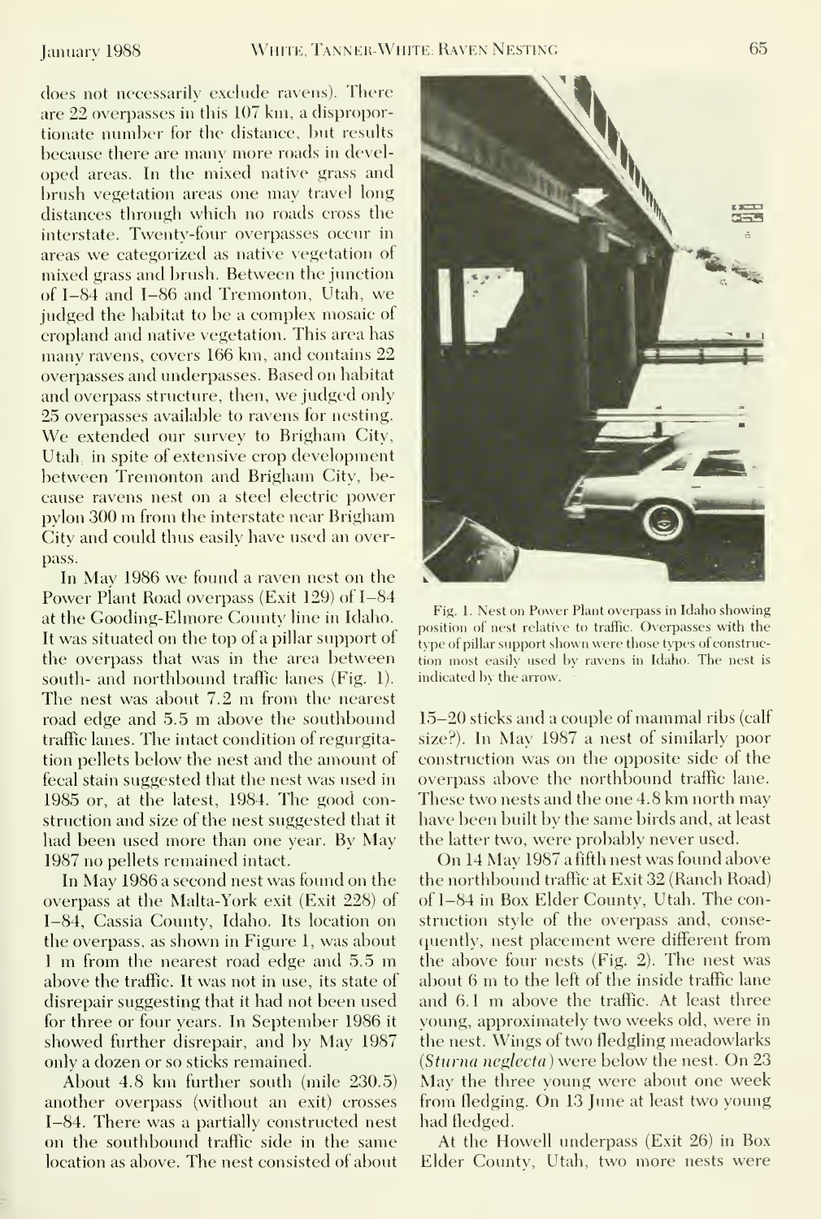does not necessarily exclude ravens). There are 22 overpasses in this 107 km, a disproportionate number for the distance, but results because there are many more roads in developed areas. In the mixed native grass and brush vegetation areas one may travel long distances through which no roads cross the interstate. Twenty-four overpasses occur in areas we categorized as native vegetation of mixed grass and brush. Between the junction of I–84 and I–86 and Tremonton, Utah, we judged the habitat to be a complex mosaic of cropland and native vegetation. This area has many ravens, covers 166 km, and contains 22 overpasses and underpasses. Based on habitat and overpass structure, then, we judged only 25 overpasses available to ravens for nesting. We extended our survey to Brigham City, Utah, in spite of extensive crop development between Tremonton and Brigham City, because ravens nest on a steel electric power pylon 300 m from the interstate near Brigham City and could thus easily have used an overpass.

In May 1986 we found a raven nest on the Power Plant Road overpass (Exit 129) of I–84 at the Gooding-Elmore County line in Idaho. It was situated on the top of a pillar support of the overpass that was in the area between south- and northbound traffic lanes (Fig. 1). The nest was about 7.2 m from the nearest road edge and 5.5 m above the southbound traffic lanes. The intact condition of regurgitation pellets below the nest and the amount of fecal stain suggested that the nest was used in 1985 or, at the latest, 1984. The good construction and size of the nest suggested that it had been used more than one year. By May 1987 no pellets remained intact.

In May 1986 a second nest was found on the overpass at the Malta-York exit (Exit 228) of I–84, Cassia County, Idaho. Its location on the overpass, as shown in Figure 1, was about 1 m from the nearest road edge and 5.5 m above the traffic. It was not in use, its state of disrepair suggesting that it had not been used for three or four years. In September 1986 it showed further disrepair, and by May 1987 only a dozen or so sticks remained.

About 4.8 km further south (mile 230.5) another overpass (without an exit) crosses I–84. There was a partially constructed nest on the southbound traffic side in the same location as above. The nest consisted of about 15–20 sticks and a couple of mammal ribs (calf size?). In May 1987 a nest of similarly poor construction was on the opposite side of the overpass above the northbound traffic lane. These two nests and the one 4.8 km north may have been built by the same birds and, at least the latter two, were probably never used.

Fig. 1. Nest on Power Plant overpass in Idaho showing position of nest relative to traffic. Overpasses with the type of pillar support shown were those types of construction most easily used by ravens in Idaho. The nest is indicated by the arrow.

On 14 May 1987 a fifth nest was found above the northbound traffic at Exit 32 (Ranch Road) of I–84 in Box Elder County, Utah. The construction style of the overpass and, consequently, nest placement were different from the above four nests (Fig. 2). The nest was about 6 m to the left of the inside traffic lane and 6.1 m above the traffic. At least three young, approximately two weeks old, were in the nest. Wings of two fledgling meadowlarks (*Sturna neglecta*) were below the nest. On 23 May the three young were about one week from fledging. On 13 June at least two young had fledged.

At the Howell underpass (Exit 26) in Box Elder County, Utah, two more nests were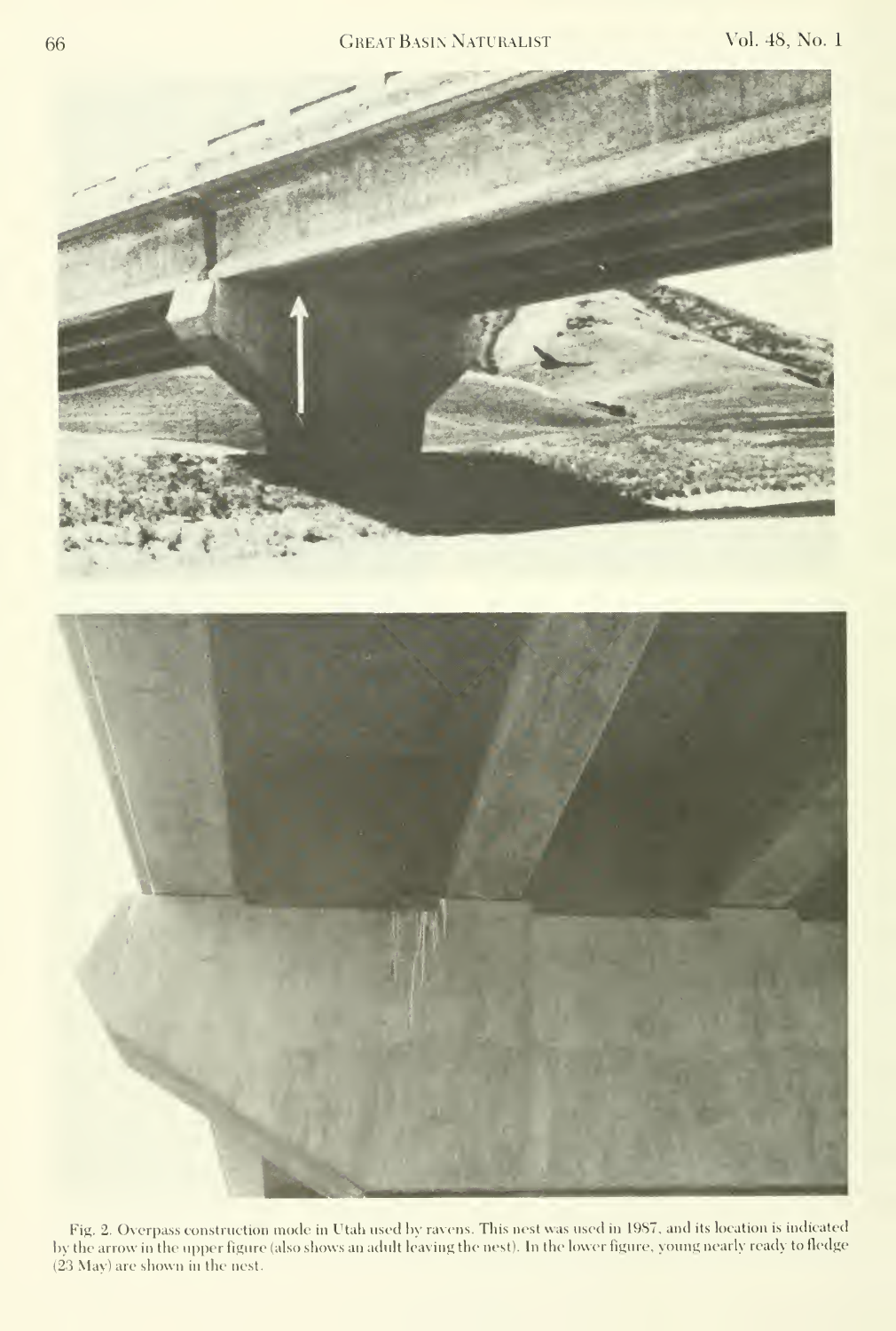Fig. 2. Overpass construction mode in Utah used by ravens. This nest was used in 1987, and its location is indicated by the arrow in the upper figure (also shows an adult leaving the nest). In the lower figure, young nearly ready to fledge (23 May) are shown in the nest.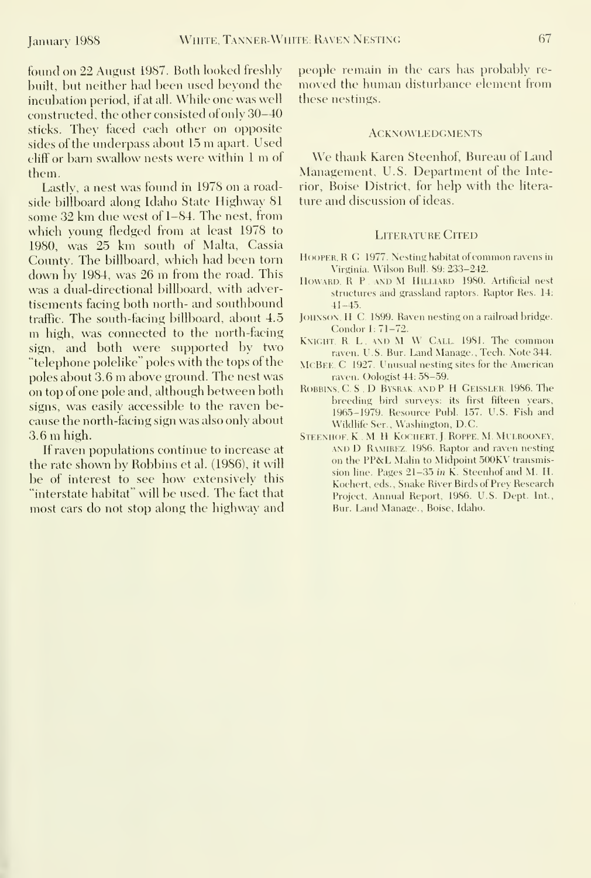found on 22 August 1987. Both looked freshly built, but neither had been used beyond the incubation period, if at all. While one was well constructed, the other consisted of only 30–40 sticks. They faced each other on opposite sides of the underpass about 15 m apart. Used cliff or barn swallow nests were within 1 m of them.

Lastly, a nest was found in 1978 on a roadside billboard along Idaho State Highway 81 some 32 km due west of I–84. The nest, from which young fledged from at least 1978 to 1980, was 25 km south of Malta, Cassia County. The billboard, which had been torn down by 1984, was 26 m from the road. This was a dual-directional billboard, with advertisements facing both north- and southbound traffic. The south-facing billboard, about 4.5 m high, was connected to the north-facing sign, and both were supported by two "telephone polelike" poles with the tops of the poles about 3.6 m above ground. The nest was on top of one pole and, although between both signs, was easily accessible to the raven because the north-facing sign was also only about 3.6 m high.

If raven populations continue to increase at the rate shown by Robbins et al. (1986), it will be of interest to see how extensively this "interstate habitat" will be used. The fact that most cars do not stop along the highway and people remain in the cars has probably removed the human disturbance element from these nestings.

## Acknowledgments

We thank Karen Steenhof, Bureau of Land Management, U.S. Department of the Interior, Boise District, for help with the literature and discussion of ideas.

## Literature Cited

Hooper, R. G. 1977. Nesting habitat of common ravens in Virginia. Wilson Bull. 89: 233–242.

Howard, R. P., and M. Hilliard. 1980. Artificial nest structures and grassland raptors. Raptor Res. 14: 41–45.

Johnson, H. C. 1899. Raven nesting on a railroad bridge. Condor 1: 71–72.

Knight, R. L., and M. W. Call. 1981. The common raven. U.S. Bur. Land Manage., Tech. Note 344.

McBee, C. 1927. Unusual nesting sites for the American raven. Oologist 44: 58–59.

Robbins, C. S., D. Bystrak, and P. H. Geissler. 1986. The breeding bird surveys: its first fifteen years, 1965–1979. Resource Publ. 157. U.S. Fish and Wildlife Ser., Washington, D.C.

Steenhof, K., M. H. Kochert, J. Roppe, M. Mulrooney, and D. Ramirez. 1986. Raptor and raven nesting on the PP&L Malin to Midpoint 500KV transmission line. Pages 21–35 *in* K. Steenhof and M. H. Kochert, eds., Snake River Birds of Prey Research Project, Annual Report, 1986. U.S. Dept. Int., Bur. Land Manage., Boise, Idaho.